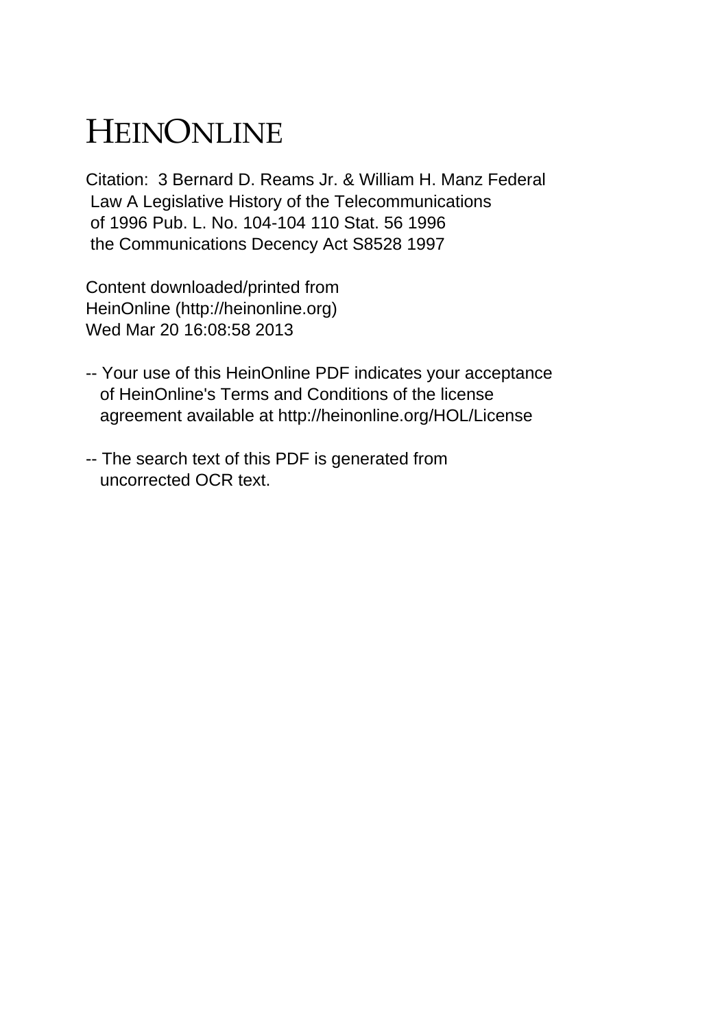# HEINONLINE

Citation: 3 Bernard D. Reams Jr. & William H. Manz Federal Law A Legislative History of the Telecommunications of 1996 Pub. L. No. 104-104 110 Stat. 56 1996 the Communications Decency Act S8528 1997

Content downloaded/printed from HeinOnline (http://heinonline.org) Wed Mar 20 16:08:58 2013

-- Your use of this HeinOnline PDF indicates your acceptance of HeinOnline's Terms and Conditions of the license agreement available at http://heinonline.org/HOL/License

-- The search text of this PDF is generated from uncorrected OCR text.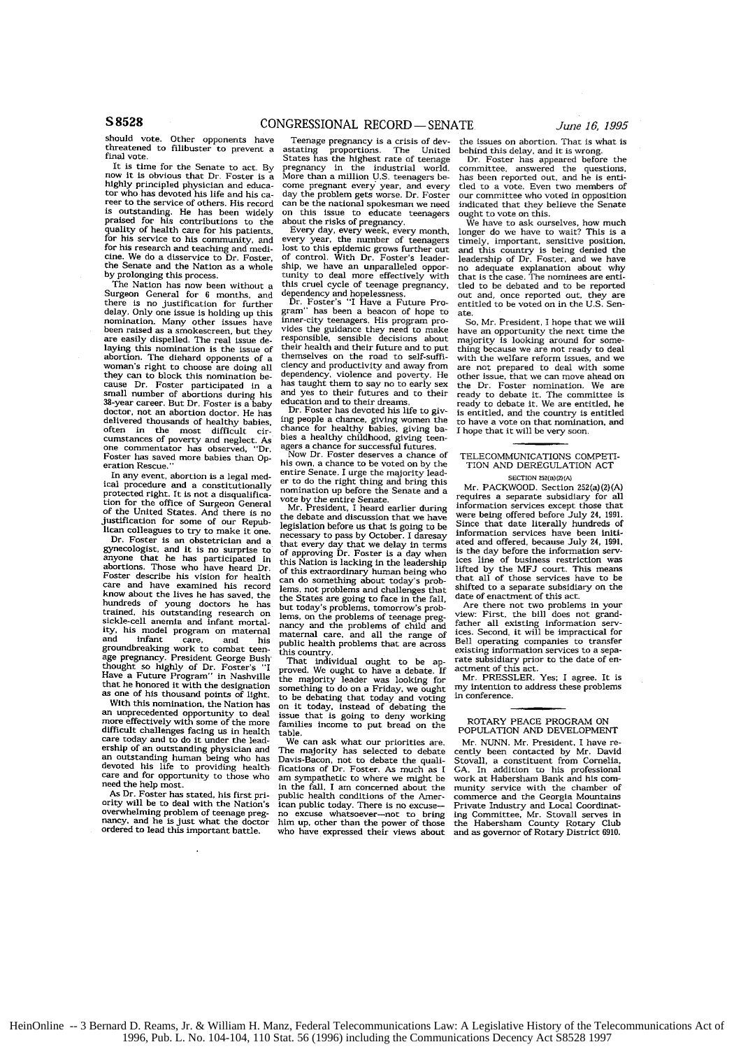should vote. Other opponents have threatened to filibuster to prevent a final vote.

It is time for the Senate to act. By now it is obvious that Dr. Foster is a highly principled physician and educator who has devoted his life and his career to the service of others. His record is outstanding. He has been widely praised for his contributions to the quality of health care for his patients, for his service to his community, and for his research and teaching and medicine. We do a disservice to Dr. Foster, the Senate and the Nation as a whole by prolonging this process.

The Nation has now been without a Surgeon General for 6 months, and there is no justification for further delay. Only one issue is holding up this nomination. Many other issues have been raised as a smokescreen, but they are easily dispelled. The real issue delaying this nomination is the issue of abortion. The diehard opponents of a woman's right to choose are doing all they can to block this nomination because Dr. Foster participated in a small number of abortions during his 38-year career. But Dr. Foster is a baby doctor, not an abortion doctor. He has delivered thousands of healthy babies, often in the most difficult circumstances of poverty and neglect. As one commentator has observed, "Dr. Foster has saved more babies than Operation Rescue."

In any event, abortion is a legal medical procedure and a constitutionally protected right. It is not a disqualification for the office of Surgeon General of the United States. And there is no justification for some of our Republican colleagues to try to make it one.

Dr. Foster is an obstetrician and a gynecologist, and it is no surprise to anyone that he has participated in abortions. Those who have heard Dr. Foster describe his vision for health care and have examined his record know about the lives he has saved, the hundreds of young doctors he has trained, his outstanding research on sickle-cell anemia and infant mortality, his model program on maternal and infant care, and his groundbreaking work to combat teenage pregnancy. President George Bush thought so highly of Dr. Foster's "I Have a Future Program" in Nashville that he honored it with the designation as one of his thousand points of light.

With this nomination, the Nation has an unprecedented opportunity to deal more effectively with some of the more difficult challenges facing us in health care today and to do it under the leadership of an outstanding physician and an outstanding human being who has devoted his life to providing health care and for opportunity to those who need the help most.

As Dr. Foster has stated, his first priority will be to deal with the Nation's overwhelming problem of teenage pregnancy, and he is just what the doctor ordered to lead this important battle.

Teenage pregnancy is a crisis of devastating proportions. The United States has the highest rate of teenage pregnancy in the industrial world. More than a million U.S. teenagers become pregnant every year, and every day the problem gets worse. Dr. Foster can be the national spokesman we need on this issue to educate teenagers about the risks of pregnancy.

Every day, every week, every month, every year, the number of teenagers lost to this epidemic grows further out of control. With Dr. Foster's leadership, we have an unparalleled opportunity to deal more effectively with this cruel cycle of teenage pregnancy, dependency and hopelessness.

Dr. Foster's "I Have a Future Program" has been a beacon of hope to inner-city teenagers. His program provides the guidance they need to make responsible, sensible decisions about their health and their future and to put themselves on the road to self-sufficiency and productivity and away from dependency, violence and poverty. He has taught them to say no to early sex and yes to their futures and to their education and to their dreams.

Dr. Foster has devoted his life to giving people a chance, giving women the chance for healthy babies, giving babies a healthy childhood, giving teenagers a chance for successful futures.

Now Dr. Foster deserves a chance of his own, a chance to be voted on by the entire Senate. I urge the majority leader to do the right thing and bring this nomination up before the Senate and a vote by the entire Senate.

Mr. President, I heard earlier during the debate and discussion that we have legislation before us that is going to be necessary to pass by October. I daresay that every day that we delay in terms of approving Dr. Foster is a day when this Nation is lacking in the leadership of this extraordinary human being who can do something about today's problems, not problems and challenges that the States are going to face in the fall, but today's problems, tomorrow's problems, on the problems of teenage pregnancy and the problems of child and maternal care, and all the range of public health problems that are across this country.

That individual ought to be approved. We ought to have a debate. If the majority leader was looking for something to do on a Friday, we ought to be debating that today and voting on it today, instead of debating the issue that is going to deny working families income to put bread on the table.

We can ask what our priorities are. The majority has selected to debate Davis-Bacon, not to debate the qualifications of Dr. Foster. As much as I am sympathetic to where we might be in the fall, I am concerned about the public health conditions of the American public today. There is no excuse—no excuse whatsoever—not to bring him up, other than the power of those who have expressed their views about the issues on abortion. That is what is behind this delay, and it is wrong.

Dr. Foster has appeared before the committee, answered the questions, has been reported out, and he is entitled to a vote. Even two members of our committee who voted in opposition indicated that they believe the Senate ought to vote on this.

We have to ask ourselves, how much longer do we have to wait? This is a timely, important, sensitive position, and this country is being denied the leadership of Dr. Foster, and we have no adequate explanation about why that is the case. The nominees are entitled to be debated and to be reported out and, once reported out, they are entitled to be voted on in the U.S. Senate.

So, Mr. President, I hope that we will have an opportunity the next time the majority is looking around for something because we are not ready to deal with the welfare reform issues, and we are not prepared to deal with some other issue, that we can move ahead on the Dr. Foster nomination. We are ready to debate it. The committee is ready to debate it. We are entitled, he is entitled, and the country is entitled to have a vote on that nomination, and I hope that it will be very soon.

## TELECOMMUNICATIONS COMPETITION AND DEREGULATION ACT

SECTION 252(a)(2)(A)

Mr. PACKWOOD. Section 252(a)(2)(A) requires a separate subsidiary for all information services except those that were being offered before July 24, 1991. Since that date literally hundreds of information services have been initiated and offered, because July 24, 1991, is the day before the information services line of business restriction was lifted by the MFJ court. This means that all of those services have to be shifted to a separate subsidiary on the date of enactment of this act.

Are there not two problems in your view: First, the bill does not grandfather all existing information services. Second, it will be impractical for Bell operating companies to transfer existing information services to a separate subsidiary prior to the date of enactment of this act.

Mr. PRESSLER. Yes; I agree. It is my intention to address these problems in conference.

## ROTARY PEACE PROGRAM ON POPULATION AND DEVELOPMENT

Mr. NUNN. Mr. President, I have recently been contacted by Mr. David Stovall, a constituent from Cornelia, GA. In addition to his professional work at Habersham Bank and his community service with the chamber of commerce and the Georgia Mountains Private Industry and Local Coordinating Committee, Mr. Stovall serves in the Habersham County Rotary Club and as governor of Rotary District 6910.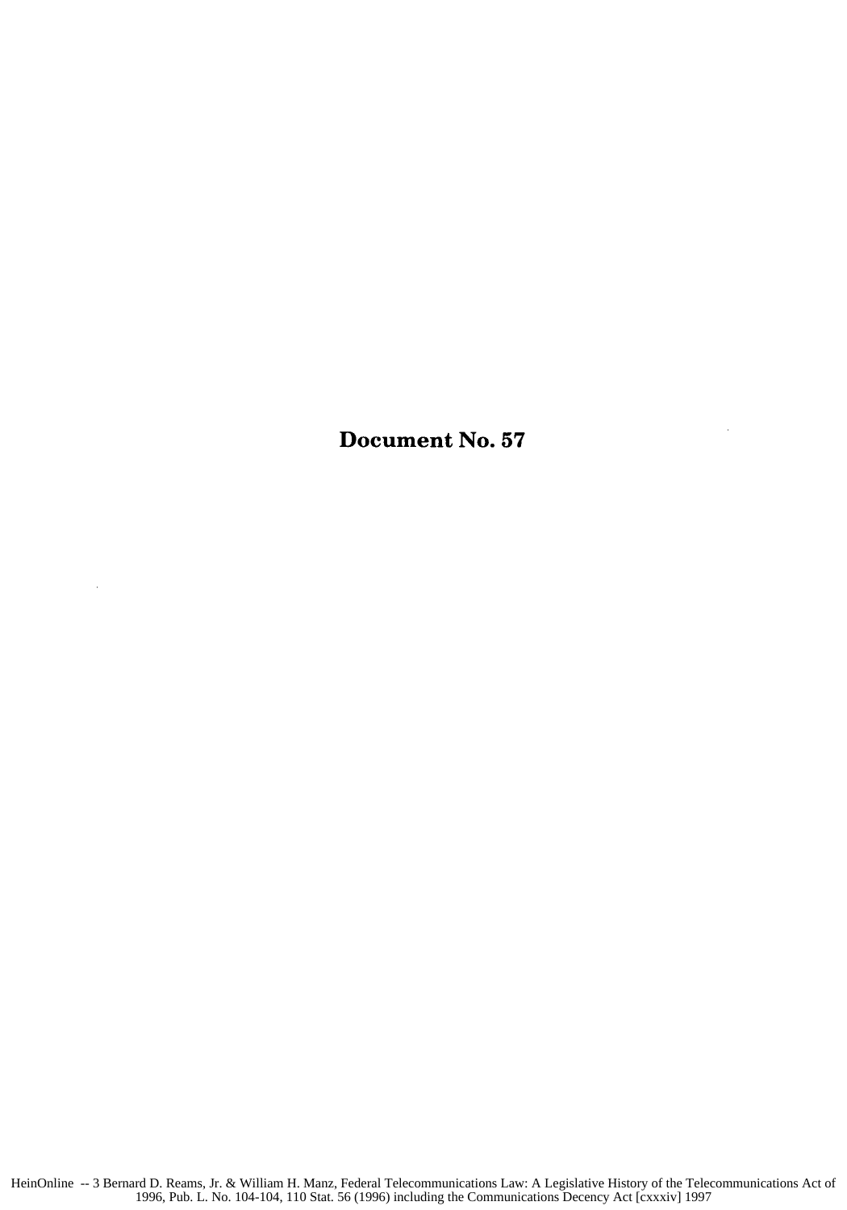# Document No. 57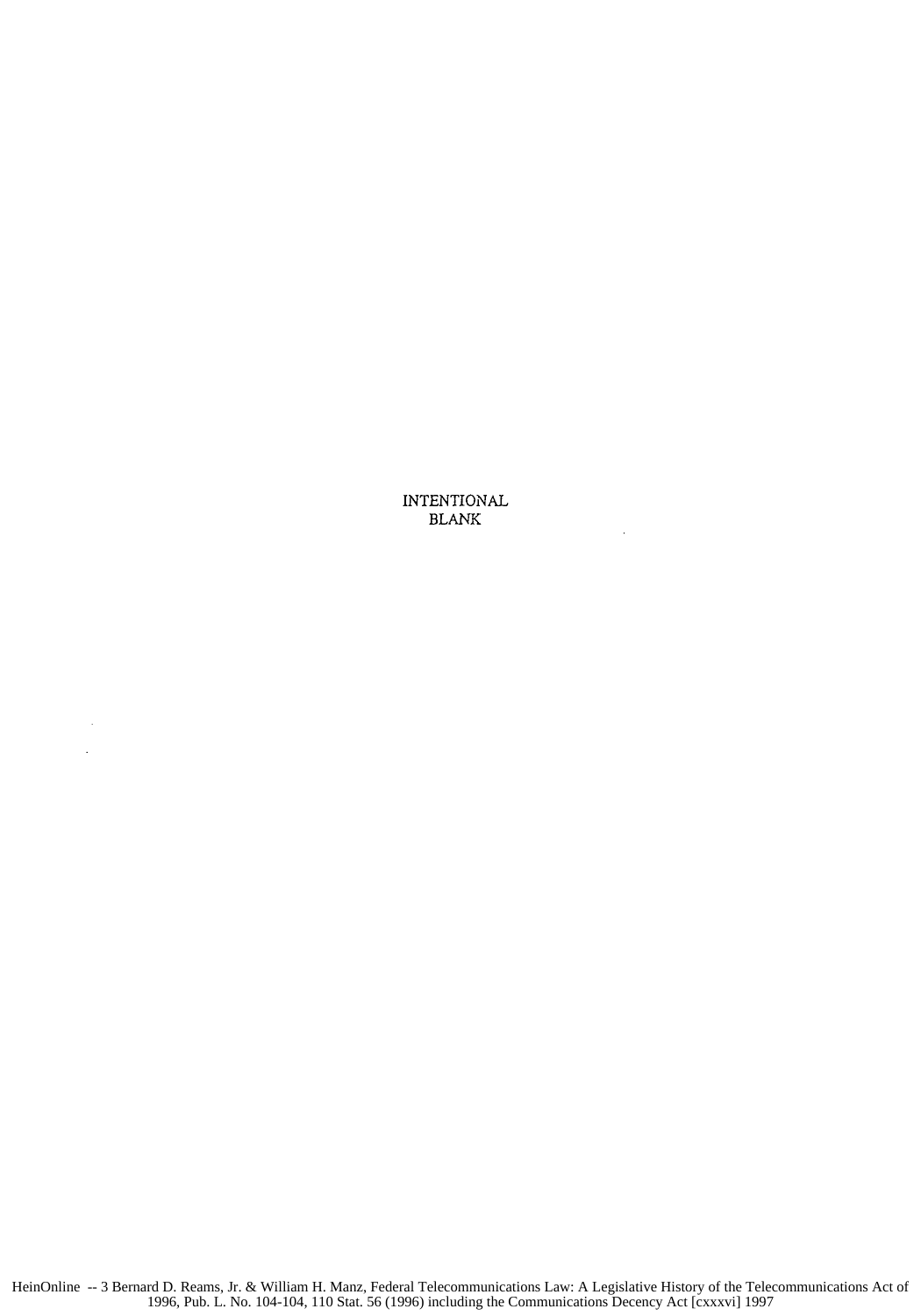INTENTIONAL
BLANK